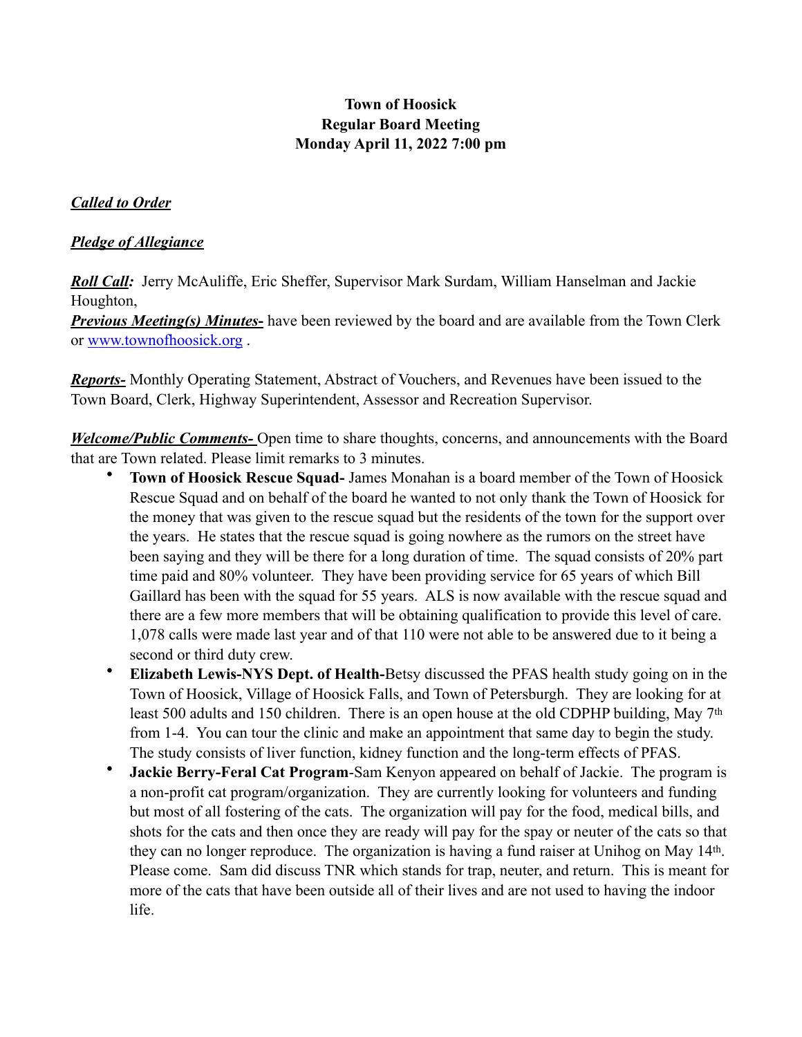# Town of Hoosick
## Regular Board Meeting
## Monday April 11, 2022 7:00 pm

***Called to Order***

***Pledge of Allegiance***

***Roll Call:*** Jerry McAuliffe, Eric Sheffer, Supervisor Mark Surdam, William Hanselman and Jackie Houghton,

***Previous Meeting(s) Minutes-*** have been reviewed by the board and are available from the Town Clerk or www.townofhoosick.org .

***Reports-*** Monthly Operating Statement, Abstract of Vouchers, and Revenues have been issued to the Town Board, Clerk, Highway Superintendent, Assessor and Recreation Supervisor.

***Welcome/Public Comments-*** Open time to share thoughts, concerns, and announcements with the Board that are Town related. Please limit remarks to 3 minutes.

- **Town of Hoosick Rescue Squad-** James Monahan is a board member of the Town of Hoosick Rescue Squad and on behalf of the board he wanted to not only thank the Town of Hoosick for the money that was given to the rescue squad but the residents of the town for the support over the years. He states that the rescue squad is going nowhere as the rumors on the street have been saying and they will be there for a long duration of time. The squad consists of 20% part time paid and 80% volunteer. They have been providing service for 65 years of which Bill Gaillard has been with the squad for 55 years. ALS is now available with the rescue squad and there are a few more members that will be obtaining qualification to provide this level of care. 1,078 calls were made last year and of that 110 were not able to be answered due to it being a second or third duty crew.
- **Elizabeth Lewis-NYS Dept. of Health-**Betsy discussed the PFAS health study going on in the Town of Hoosick, Village of Hoosick Falls, and Town of Petersburgh. They are looking for at least 500 adults and 150 children. There is an open house at the old CDPHP building, May 7th from 1-4. You can tour the clinic and make an appointment that same day to begin the study. The study consists of liver function, kidney function and the long-term effects of PFAS.
- **Jackie Berry-Feral Cat Program**-Sam Kenyon appeared on behalf of Jackie. The program is a non-profit cat program/organization. They are currently looking for volunteers and funding but most of all fostering of the cats. The organization will pay for the food, medical bills, and shots for the cats and then once they are ready will pay for the spay or neuter of the cats so that they can no longer reproduce. The organization is having a fund raiser at Unihog on May 14th. Please come. Sam did discuss TNR which stands for trap, neuter, and return. This is meant for more of the cats that have been outside all of their lives and are not used to having the indoor life.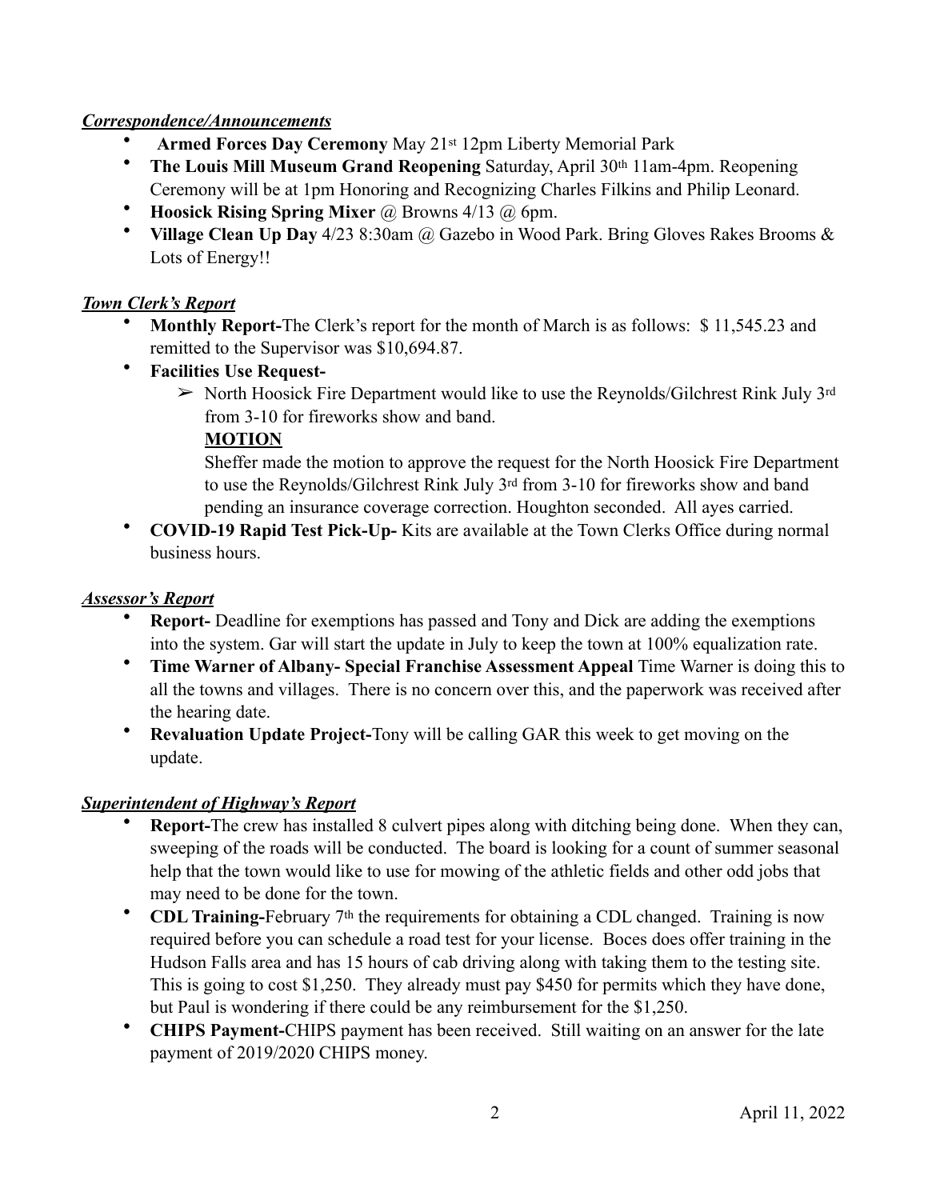***Correspondence/Announcements***

- **Armed Forces Day Ceremony** May 21st 12pm Liberty Memorial Park
- **The Louis Mill Museum Grand Reopening** Saturday, April 30th 11am-4pm. Reopening Ceremony will be at 1pm Honoring and Recognizing Charles Filkins and Philip Leonard.
- **Hoosick Rising Spring Mixer** @ Browns 4/13 @ 6pm.
- **Village Clean Up Day** 4/23 8:30am @ Gazebo in Wood Park. Bring Gloves Rakes Brooms & Lots of Energy!!

***Town Clerk's Report***

- **Monthly Report-**The Clerk's report for the month of March is as follows: $ 11,545.23 and remitted to the Supervisor was $10,694.87.
- **Facilities Use Request-**
  - ➢ North Hoosick Fire Department would like to use the Reynolds/Gilchrest Rink July 3rd from 3-10 for fireworks show and band.

    **MOTION**

    Sheffer made the motion to approve the request for the North Hoosick Fire Department to use the Reynolds/Gilchrest Rink July 3rd from 3-10 for fireworks show and band pending an insurance coverage correction. Houghton seconded. All ayes carried.
- **COVID-19 Rapid Test Pick-Up-** Kits are available at the Town Clerks Office during normal business hours.

***Assessor's Report***

- **Report-** Deadline for exemptions has passed and Tony and Dick are adding the exemptions into the system. Gar will start the update in July to keep the town at 100% equalization rate.
- **Time Warner of Albany- Special Franchise Assessment Appeal** Time Warner is doing this to all the towns and villages. There is no concern over this, and the paperwork was received after the hearing date.
- **Revaluation Update Project-**Tony will be calling GAR this week to get moving on the update.

***Superintendent of Highway's Report***

- **Report-**The crew has installed 8 culvert pipes along with ditching being done. When they can, sweeping of the roads will be conducted. The board is looking for a count of summer seasonal help that the town would like to use for mowing of the athletic fields and other odd jobs that may need to be done for the town.
- **CDL Training-**February 7th the requirements for obtaining a CDL changed. Training is now required before you can schedule a road test for your license. Boces does offer training in the Hudson Falls area and has 15 hours of cab driving along with taking them to the testing site. This is going to cost $1,250. They already must pay $450 for permits which they have done, but Paul is wondering if there could be any reimbursement for the $1,250.
- **CHIPS Payment-**CHIPS payment has been received. Still waiting on an answer for the late payment of 2019/2020 CHIPS money.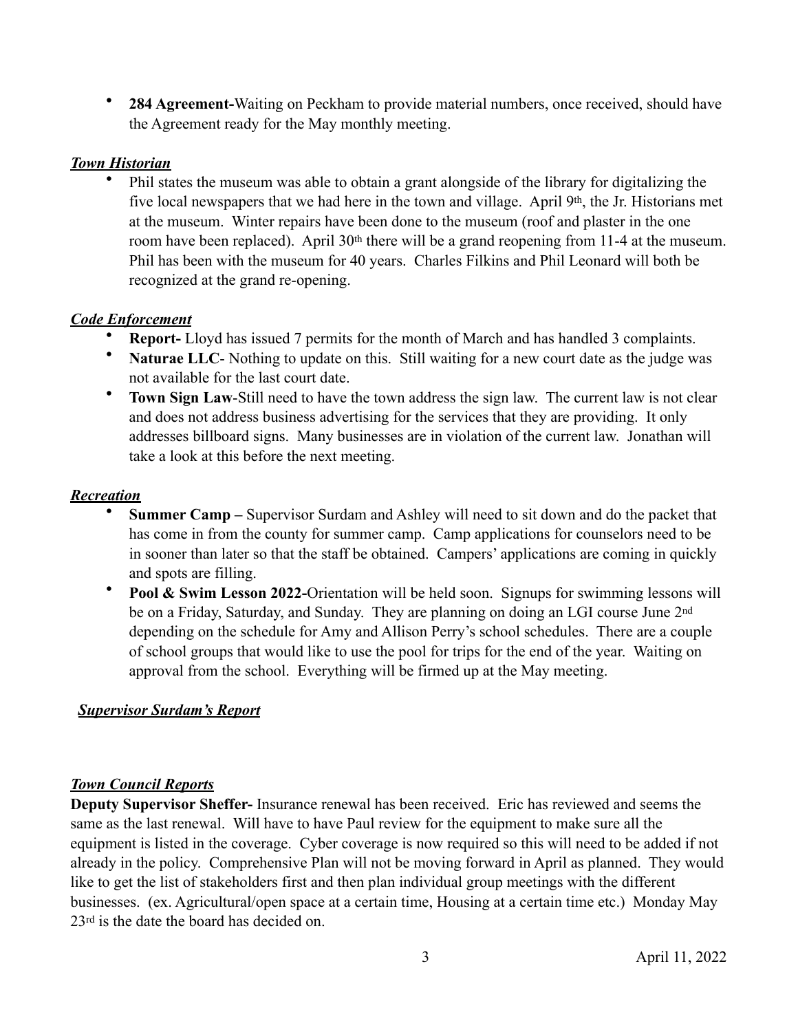- **284 Agreement-**Waiting on Peckham to provide material numbers, once received, should have the Agreement ready for the May monthly meeting.

***Town Historian***

- Phil states the museum was able to obtain a grant alongside of the library for digitalizing the five local newspapers that we had here in the town and village. April 9th, the Jr. Historians met at the museum. Winter repairs have been done to the museum (roof and plaster in the one room have been replaced). April 30th there will be a grand reopening from 11-4 at the museum. Phil has been with the museum for 40 years. Charles Filkins and Phil Leonard will both be recognized at the grand re-opening.

***Code Enforcement***

- **Report-** Lloyd has issued 7 permits for the month of March and has handled 3 complaints.
- **Naturae LLC**- Nothing to update on this. Still waiting for a new court date as the judge was not available for the last court date.
- **Town Sign Law**-Still need to have the town address the sign law. The current law is not clear and does not address business advertising for the services that they are providing. It only addresses billboard signs. Many businesses are in violation of the current law. Jonathan will take a look at this before the next meeting.

***Recreation***

- **Summer Camp –** Supervisor Surdam and Ashley will need to sit down and do the packet that has come in from the county for summer camp. Camp applications for counselors need to be in sooner than later so that the staff be obtained. Campers' applications are coming in quickly and spots are filling.
- **Pool & Swim Lesson 2022-**Orientation will be held soon. Signups for swimming lessons will be on a Friday, Saturday, and Sunday. They are planning on doing an LGI course June 2nd depending on the schedule for Amy and Allison Perry's school schedules. There are a couple of school groups that would like to use the pool for trips for the end of the year. Waiting on approval from the school. Everything will be firmed up at the May meeting.

***Supervisor Surdam's Report***

***Town Council Reports***

**Deputy Supervisor Sheffer-** Insurance renewal has been received. Eric has reviewed and seems the same as the last renewal. Will have to have Paul review for the equipment to make sure all the equipment is listed in the coverage. Cyber coverage is now required so this will need to be added if not already in the policy. Comprehensive Plan will not be moving forward in April as planned. They would like to get the list of stakeholders first and then plan individual group meetings with the different businesses. (ex. Agricultural/open space at a certain time, Housing at a certain time etc.) Monday May 23rd is the date the board has decided on.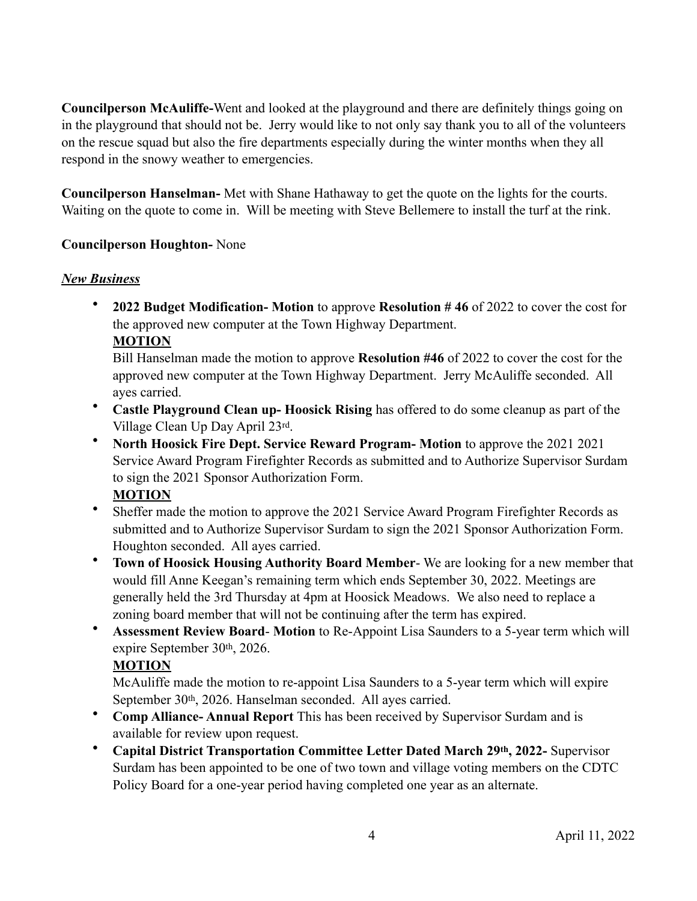**Councilperson McAuliffe-**Went and looked at the playground and there are definitely things going on in the playground that should not be. Jerry would like to not only say thank you to all of the volunteers on the rescue squad but also the fire departments especially during the winter months when they all respond in the snowy weather to emergencies.

**Councilperson Hanselman-** Met with Shane Hathaway to get the quote on the lights for the courts. Waiting on the quote to come in. Will be meeting with Steve Bellemere to install the turf at the rink.

**Councilperson Houghton-** None

***New Business***

- **2022 Budget Modification- Motion** to approve **Resolution # 46** of 2022 to cover the cost for the approved new computer at the Town Highway Department.
  **MOTION**
  Bill Hanselman made the motion to approve **Resolution #46** of 2022 to cover the cost for the approved new computer at the Town Highway Department. Jerry McAuliffe seconded. All ayes carried.
- **Castle Playground Clean up- Hoosick Rising** has offered to do some cleanup as part of the Village Clean Up Day April 23rd.
- **North Hoosick Fire Dept. Service Reward Program- Motion** to approve the 2021 2021 Service Award Program Firefighter Records as submitted and to Authorize Supervisor Surdam to sign the 2021 Sponsor Authorization Form.
  **MOTION**
- Sheffer made the motion to approve the 2021 Service Award Program Firefighter Records as submitted and to Authorize Supervisor Surdam to sign the 2021 Sponsor Authorization Form. Houghton seconded. All ayes carried.
- **Town of Hoosick Housing Authority Board Member**- We are looking for a new member that would fill Anne Keegan's remaining term which ends September 30, 2022. Meetings are generally held the 3rd Thursday at 4pm at Hoosick Meadows. We also need to replace a zoning board member that will not be continuing after the term has expired.
- **Assessment Review Board**- **Motion** to Re-Appoint Lisa Saunders to a 5-year term which will expire September 30th, 2026.
  **MOTION**
  McAuliffe made the motion to re-appoint Lisa Saunders to a 5-year term which will expire September 30th, 2026. Hanselman seconded. All ayes carried.
- **Comp Alliance- Annual Report** This has been received by Supervisor Surdam and is available for review upon request.
- **Capital District Transportation Committee Letter Dated March 29th, 2022-** Supervisor Surdam has been appointed to be one of two town and village voting members on the CDTC Policy Board for a one-year period having completed one year as an alternate.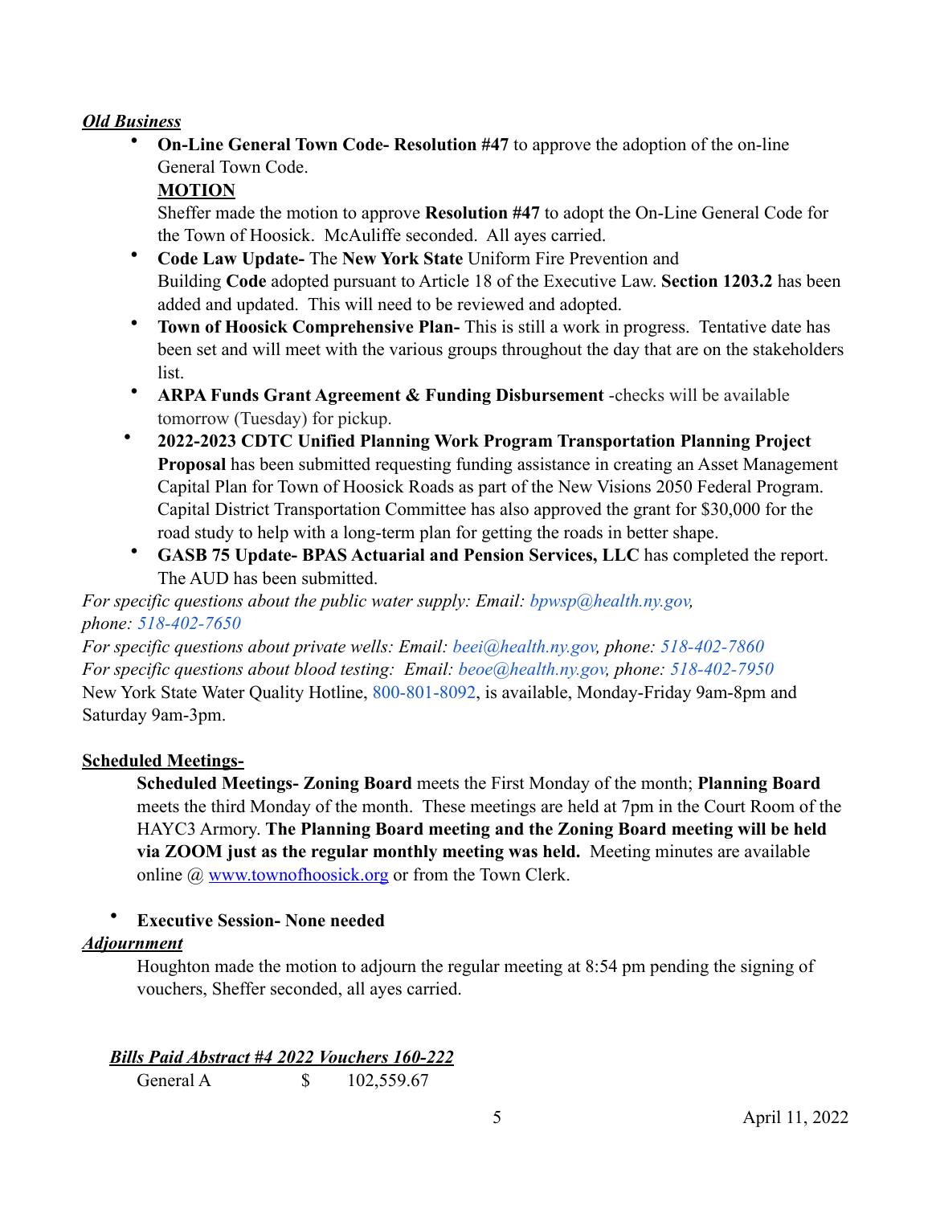***Old Business***

- **On-Line General Town Code- Resolution #47** to approve the adoption of the on-line General Town Code.

  **MOTION**

  Sheffer made the motion to approve **Resolution #47** to adopt the On-Line General Code for the Town of Hoosick. McAuliffe seconded. All ayes carried.
- **Code Law Update-** The **New York State** Uniform Fire Prevention and Building **Code** adopted pursuant to Article 18 of the Executive Law. **Section 1203.2** has been added and updated. This will need to be reviewed and adopted.
- **Town of Hoosick Comprehensive Plan-** This is still a work in progress. Tentative date has been set and will meet with the various groups throughout the day that are on the stakeholders list.
- **ARPA Funds Grant Agreement & Funding Disbursement** -checks will be available tomorrow (Tuesday) for pickup.
- **2022-2023 CDTC Unified Planning Work Program Transportation Planning Project Proposal** has been submitted requesting funding assistance in creating an Asset Management Capital Plan for Town of Hoosick Roads as part of the New Visions 2050 Federal Program. Capital District Transportation Committee has also approved the grant for $30,000 for the road study to help with a long-term plan for getting the roads in better shape.
- **GASB 75 Update- BPAS Actuarial and Pension Services, LLC** has completed the report. The AUD has been submitted.

*For specific questions about the public water supply: Email: bpwsp@health.ny.gov, phone: 518-402-7650*
*For specific questions about private wells: Email: beei@health.ny.gov, phone: 518-402-7860*
*For specific questions about blood testing: Email: beoe@health.ny.gov, phone: 518-402-7950*
New York State Water Quality Hotline, 800-801-8092, is available, Monday-Friday 9am-8pm and Saturday 9am-3pm.

**Scheduled Meetings-**

**Scheduled Meetings- Zoning Board** meets the First Monday of the month; **Planning Board** meets the third Monday of the month. These meetings are held at 7pm in the Court Room of the HAYC3 Armory. **The Planning Board meeting and the Zoning Board meeting will be held via ZOOM just as the regular monthly meeting was held.** Meeting minutes are available online @ www.townofhoosick.org or from the Town Clerk.

- **Executive Session- None needed**

***Adjournment***

Houghton made the motion to adjourn the regular meeting at 8:54 pm pending the signing of vouchers, Sheffer seconded, all ayes carried.

***Bills Paid Abstract #4 2022 Vouchers 160-222***

| | | |
|---|---|---|
| General A | $ | 102,559.67 |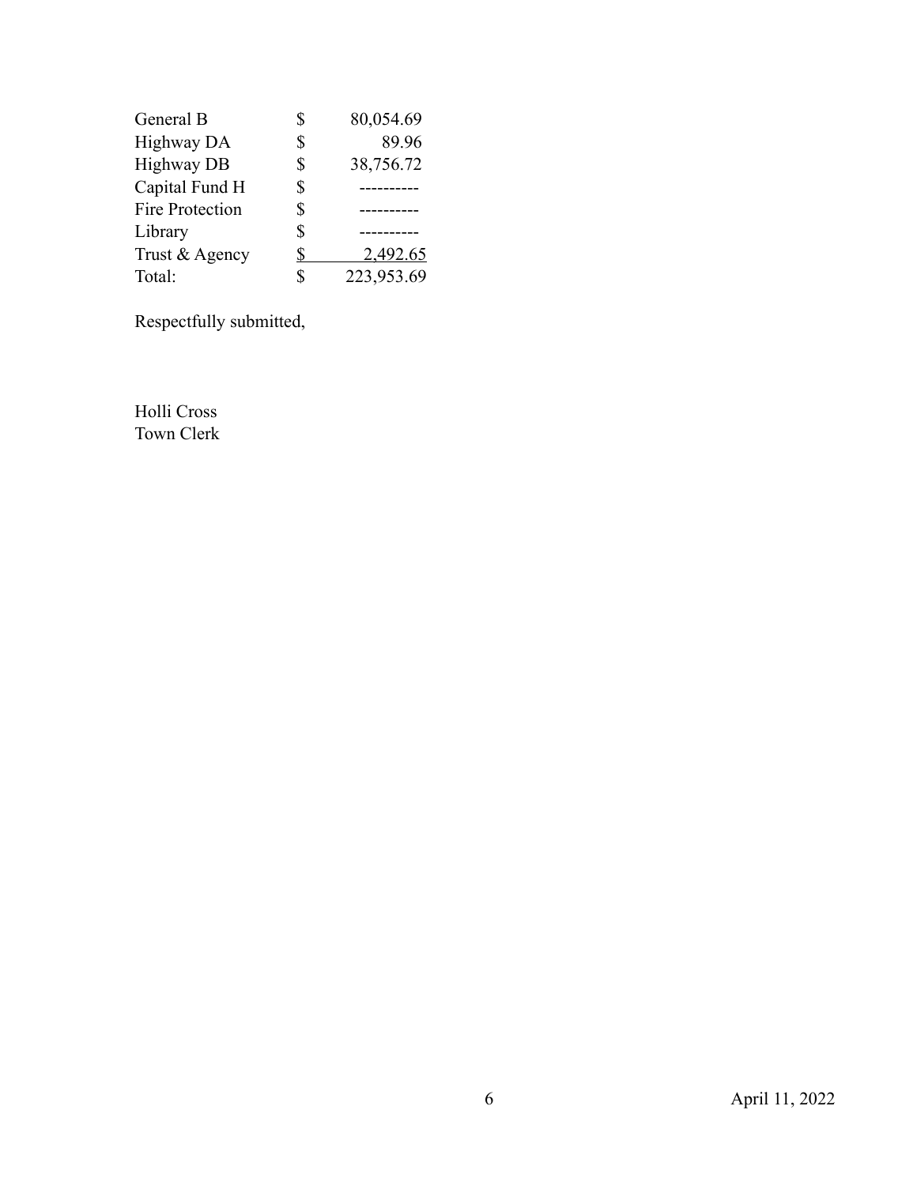| | | |
|---|---|---|
| General B | $ | 80,054.69 |
| Highway DA | $ | 89.96 |
| Highway DB | $ | 38,756.72 |
| Capital Fund H | $ | ---------- |
| Fire Protection | $ | ---------- |
| Library | $ | ---------- |
| Trust & Agency | $ | 2,492.65 |
| Total: | $ | 223,953.69 |

Respectfully submitted,

Holli Cross
Town Clerk